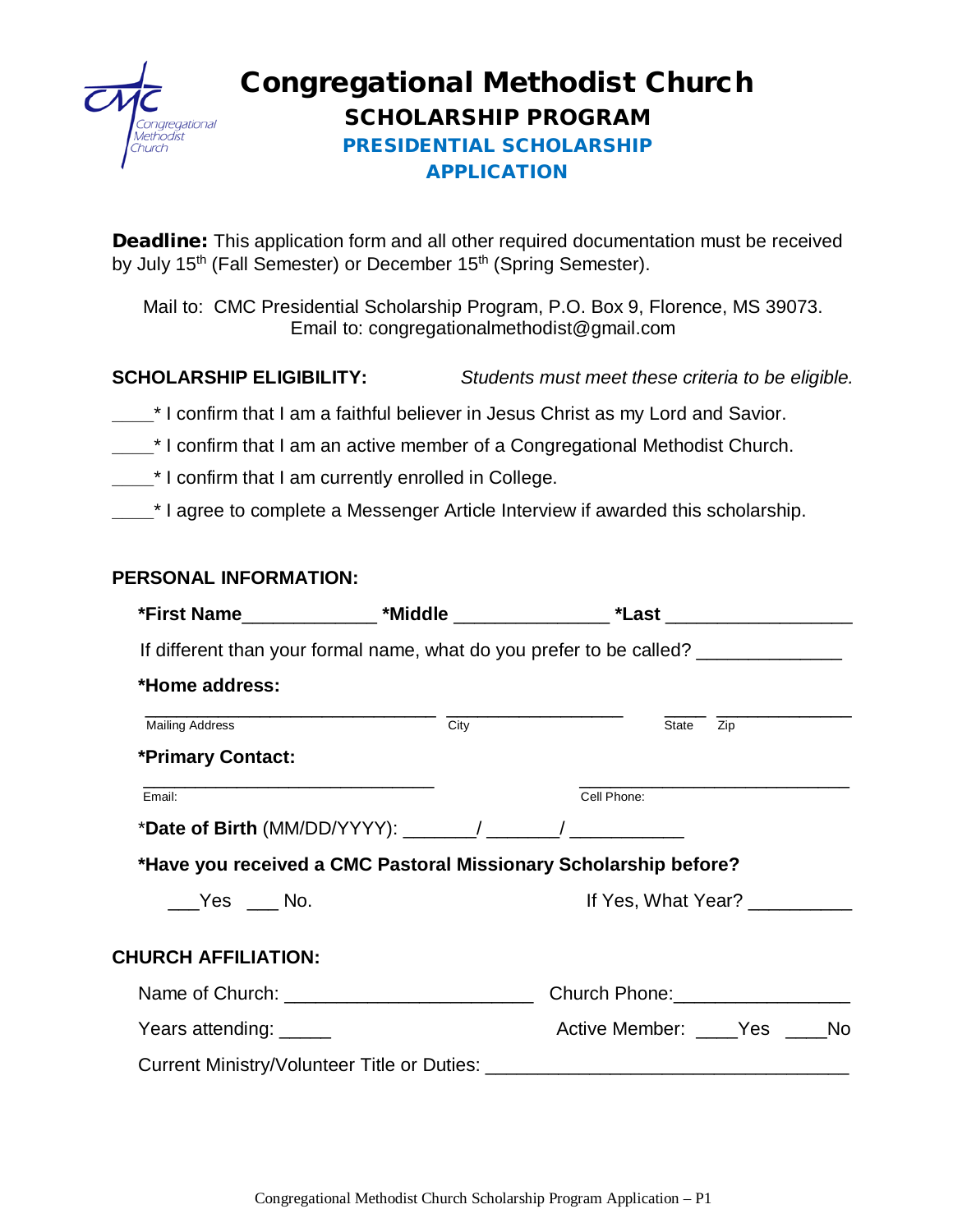# Congregational Methodist Church

## SCHOLARSHIP PROGRAM

### PRESIDENTIAL SCHOLARSHIP APPLICATION

**Deadline:** This application form and all other required documentation must be received by July 15th (Fall Semester) or December 15th (Spring Semester).

Mail to: CMC Presidential Scholarship Program, P.O. Box 9, Florence, MS 39073.
Email to: congregationalmethodist@gmail.com

**SCHOLARSHIP ELIGIBILITY:** *Students must meet these criteria to be eligible.*

____* I confirm that I am a faithful believer in Jesus Christ as my Lord and Savior.

____* I confirm that I am an active member of a Congregational Methodist Church.

____* I confirm that I am currently enrolled in College.

____* I agree to complete a Messenger Article Interview if awarded this scholarship.

**PERSONAL INFORMATION:**

**\*First Name**____________ **\*Middle** ______________ **\*Last** _________________

If different than your formal name, what do you prefer to be called? _____________

**\*Home address:**

_____________________________ _________________ ____ _____________
Mailing Address City State Zip

**\*Primary Contact:**

_____________________________ _____________________________
Email: Cell Phone:

\***Date of Birth** (MM/DD/YYYY): _______/ _______/ __________

**\*Have you received a CMC Pastoral Missionary Scholarship before?**

___Yes ___ No. If Yes, What Year? __________

**CHURCH AFFILIATION:**

Name of Church: ________________________ Church Phone:________________

Years attending: _____ Active Member: ____Yes ____No

Current Ministry/Volunteer Title or Duties: ___________________________________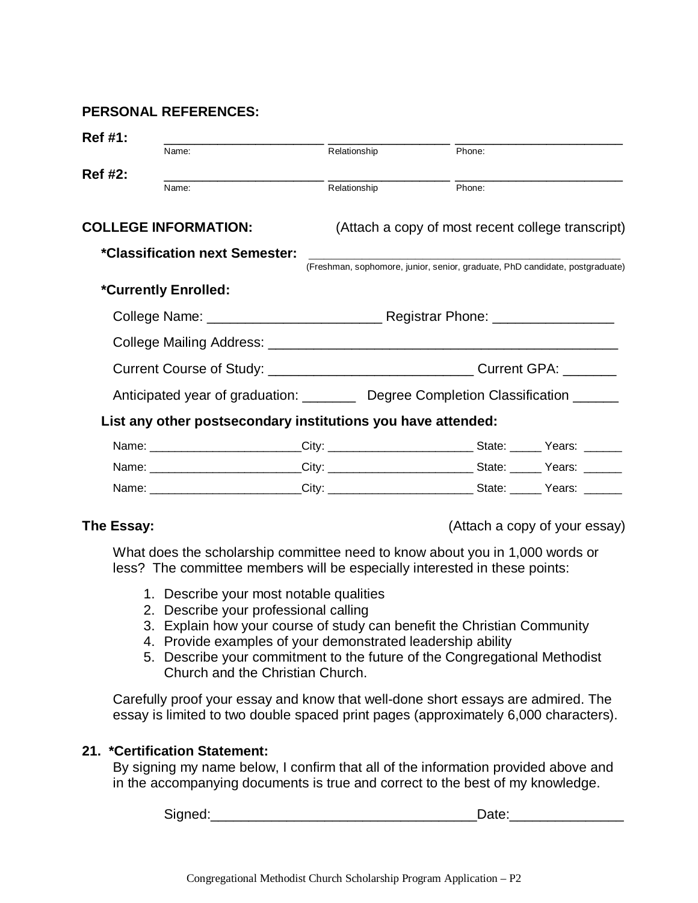**PERSONAL REFERENCES:**

**Ref #1:** ______________________ ________________ ______________________
Name: Relationship Phone:

**Ref #2:** ______________________ ________________ ______________________
Name: Relationship Phone:

**COLLEGE INFORMATION:** (Attach a copy of most recent college transcript)

**\*Classification next Semester:** ____________________________________________
(Freshman, sophomore, junior, senior, graduate, PhD candidate, postgraduate)

**\*Currently Enrolled:**

College Name: ______________________ Registrar Phone: _______________

College Mailing Address: _____________________________________________

Current Course of Study: __________________________ Current GPA: _______

Anticipated year of graduation: _______ Degree Completion Classification ______

**List any other postsecondary institutions you have attended:**

Name: ______________________City: _____________________ State: _____ Years: ______

Name: ______________________City: _____________________ State: _____ Years: ______

Name: ______________________City: _____________________ State: _____ Years: ______

**The Essay:** (Attach a copy of your essay)

What does the scholarship committee need to know about you in 1,000 words or less? The committee members will be especially interested in these points:

1. Describe your most notable qualities
2. Describe your professional calling
3. Explain how your course of study can benefit the Christian Community
4. Provide examples of your demonstrated leadership ability
5. Describe your commitment to the future of the Congregational Methodist Church and the Christian Church.

Carefully proof your essay and know that well-done short essays are admired. The essay is limited to two double spaced print pages (approximately 6,000 characters).

**21. \*Certification Statement:**

By signing my name below, I confirm that all of the information provided above and in the accompanying documents is true and correct to the best of my knowledge.

Signed:__________________________________Date:______________